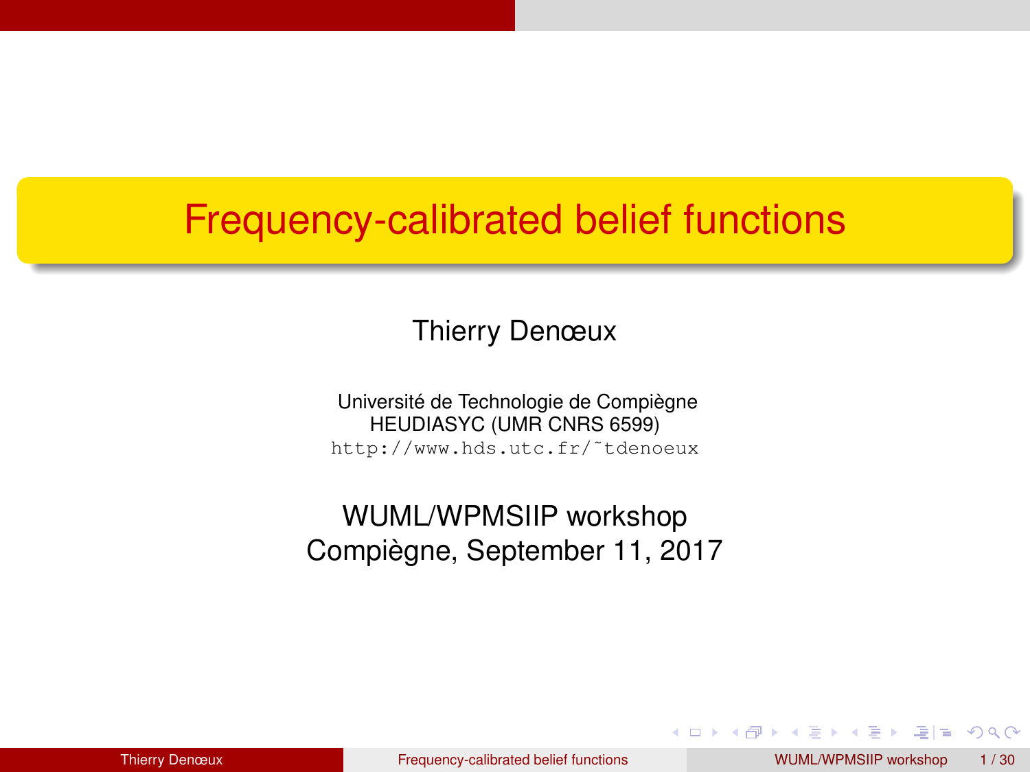# Frequency-calibrated belief functions

Thierry Denœux

Université de Technologie de Compiègne
HEUDIASYC (UMR CNRS 6599)
`http://www.hds.utc.fr/~tdenoeux`

WUML/WPMSIIP workshop
Compiègne, September 11, 2017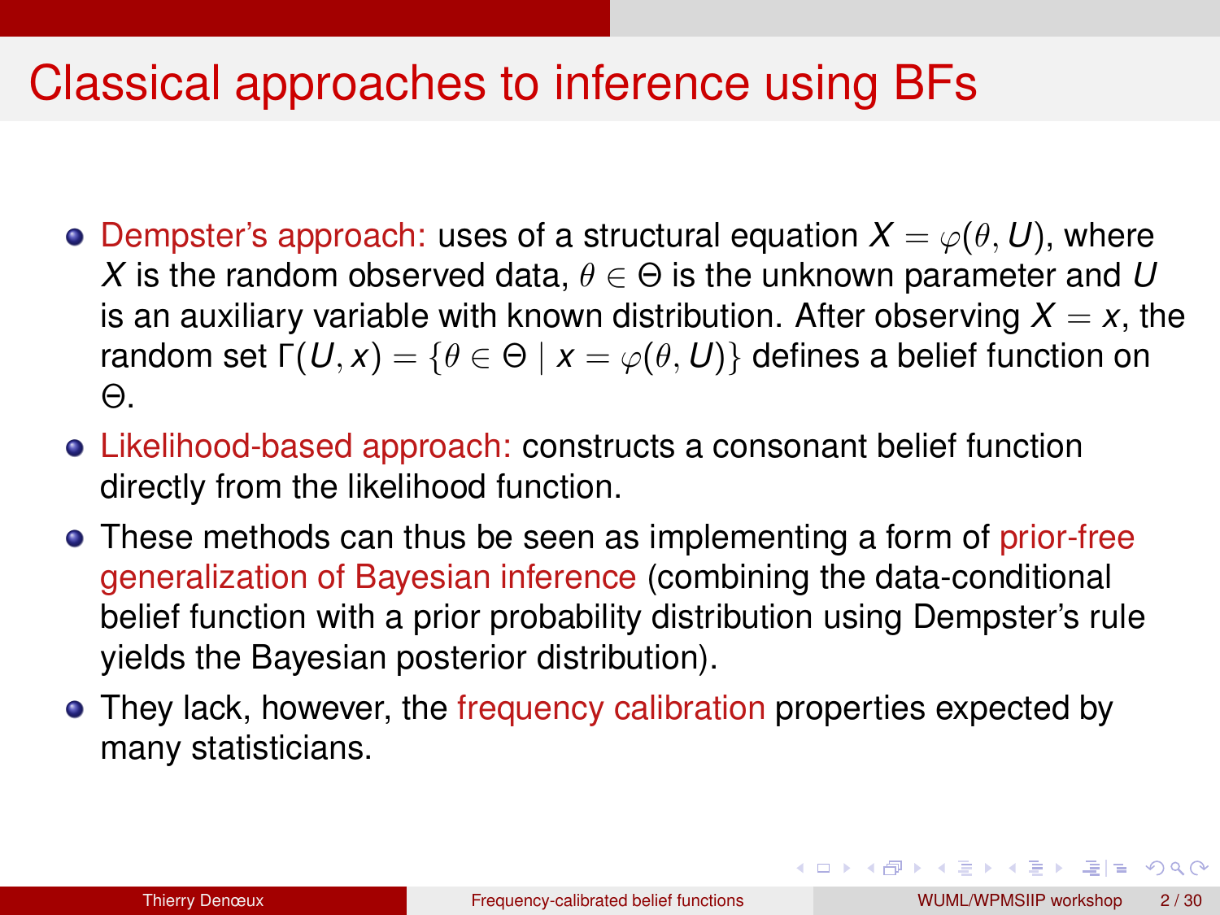# Classical approaches to inference using BFs

- Dempster's approach: uses of a structural equation $X = \varphi(\theta, U)$, where $X$ is the random observed data, $\theta \in \Theta$ is the unknown parameter and $U$ is an auxiliary variable with known distribution. After observing $X = x$, the random set $\Gamma(U, x) = \{\theta \in \Theta \mid x = \varphi(\theta, U)\}$ defines a belief function on $\Theta$.
- Likelihood-based approach: constructs a consonant belief function directly from the likelihood function.
- These methods can thus be seen as implementing a form of prior-free generalization of Bayesian inference (combining the data-conditional belief function with a prior probability distribution using Dempster's rule yields the Bayesian posterior distribution).
- They lack, however, the frequency calibration properties expected by many statisticians.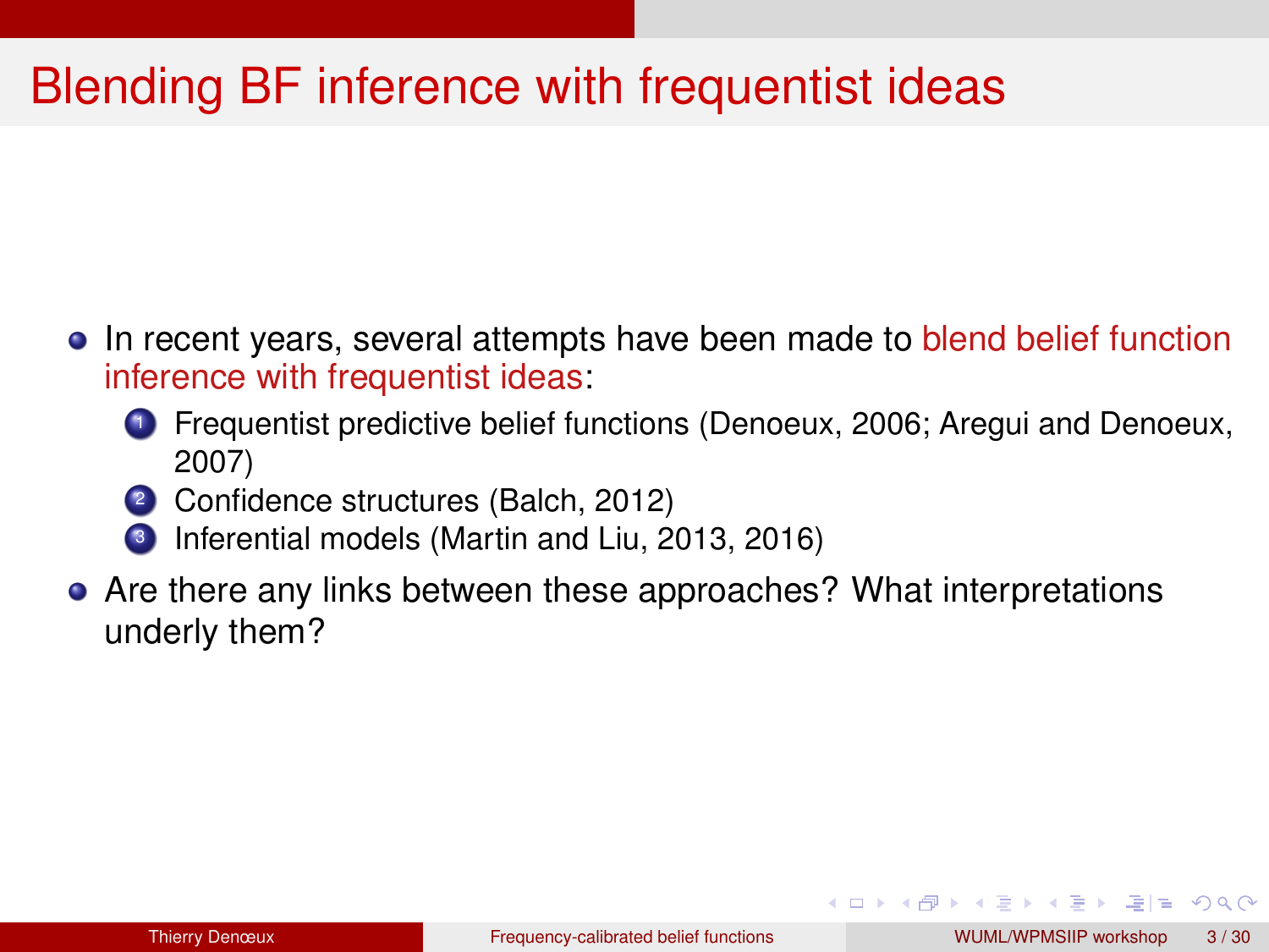# Blending BF inference with frequentist ideas

- In recent years, several attempts have been made to blend belief function inference with frequentist ideas:
  1. Frequentist predictive belief functions (Denoeux, 2006; Aregui and Denoeux, 2007)
  2. Confidence structures (Balch, 2012)
  3. Inferential models (Martin and Liu, 2013, 2016)
- Are there any links between these approaches? What interpretations underly them?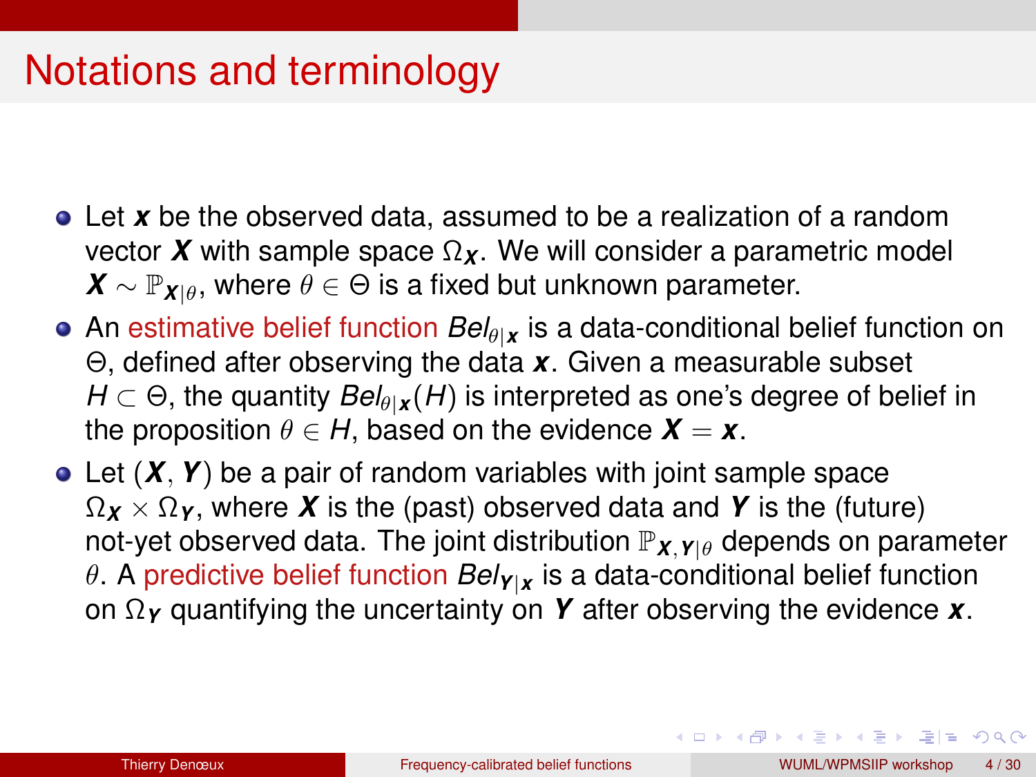# Notations and terminology

- Let $\boldsymbol{x}$ be the observed data, assumed to be a realization of a random vector $\boldsymbol{X}$ with sample space $\Omega_{\boldsymbol{X}}$. We will consider a parametric model $\boldsymbol{X} \sim \mathbb{P}_{\boldsymbol{X}|\theta}$, where $\theta \in \Theta$ is a fixed but unknown parameter.
- An estimative belief function $Bel_{\theta|\boldsymbol{x}}$ is a data-conditional belief function on $\Theta$, defined after observing the data $\boldsymbol{x}$. Given a measurable subset $H \subset \Theta$, the quantity $Bel_{\theta|\boldsymbol{x}}(H)$ is interpreted as one's degree of belief in the proposition $\theta \in H$, based on the evidence $\boldsymbol{X} = \boldsymbol{x}$.
- Let $(\boldsymbol{X}, \boldsymbol{Y})$ be a pair of random variables with joint sample space $\Omega_{\boldsymbol{X}} \times \Omega_{\boldsymbol{Y}}$, where $\boldsymbol{X}$ is the (past) observed data and $\boldsymbol{Y}$ is the (future) not-yet observed data. The joint distribution $\mathbb{P}_{\boldsymbol{X},\boldsymbol{Y}|\theta}$ depends on parameter $\theta$. A predictive belief function $Bel_{\boldsymbol{Y}|\boldsymbol{x}}$ is a data-conditional belief function on $\Omega_{\boldsymbol{Y}}$ quantifying the uncertainty on $\boldsymbol{Y}$ after observing the evidence $\boldsymbol{x}$.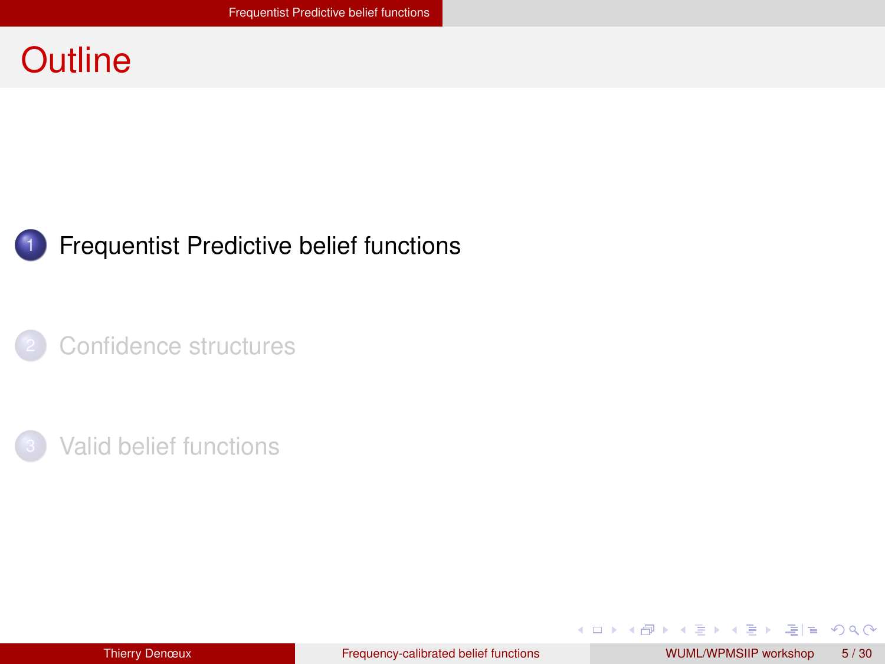# Outline

1. Frequentist Predictive belief functions
2. Confidence structures
3. Valid belief functions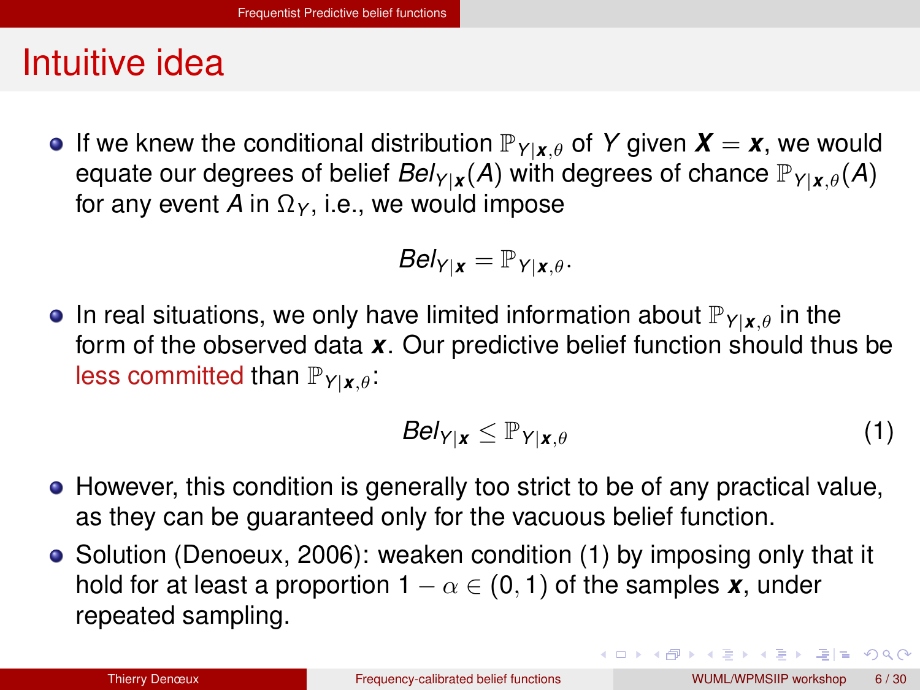# Intuitive idea

- If we knew the conditional distribution $\mathbb{P}_{Y|\boldsymbol{x},\theta}$ of $Y$ given $\boldsymbol{X} = \boldsymbol{x}$, we would equate our degrees of belief $Bel_{Y|\boldsymbol{x}}(A)$ with degrees of chance $\mathbb{P}_{Y|\boldsymbol{x},\theta}(A)$ for any event $A$ in $\Omega_Y$, i.e., we would impose

$$Bel_{Y|\boldsymbol{x}} = \mathbb{P}_{Y|\boldsymbol{x},\theta}.$$

- In real situations, we only have limited information about $\mathbb{P}_{Y|\boldsymbol{x},\theta}$ in the form of the observed data $\boldsymbol{x}$. Our predictive belief function should thus be less committed than $\mathbb{P}_{Y|\boldsymbol{x},\theta}$:

$$Bel_{Y|\boldsymbol{x}} \leq \mathbb{P}_{Y|\boldsymbol{x},\theta} \tag{1}$$

- However, this condition is generally too strict to be of any practical value, as they can be guaranteed only for the vacuous belief function.
- Solution (Denoeux, 2006): weaken condition (1) by imposing only that it hold for at least a proportion $1 - \alpha \in (0, 1)$ of the samples $\boldsymbol{x}$, under repeated sampling.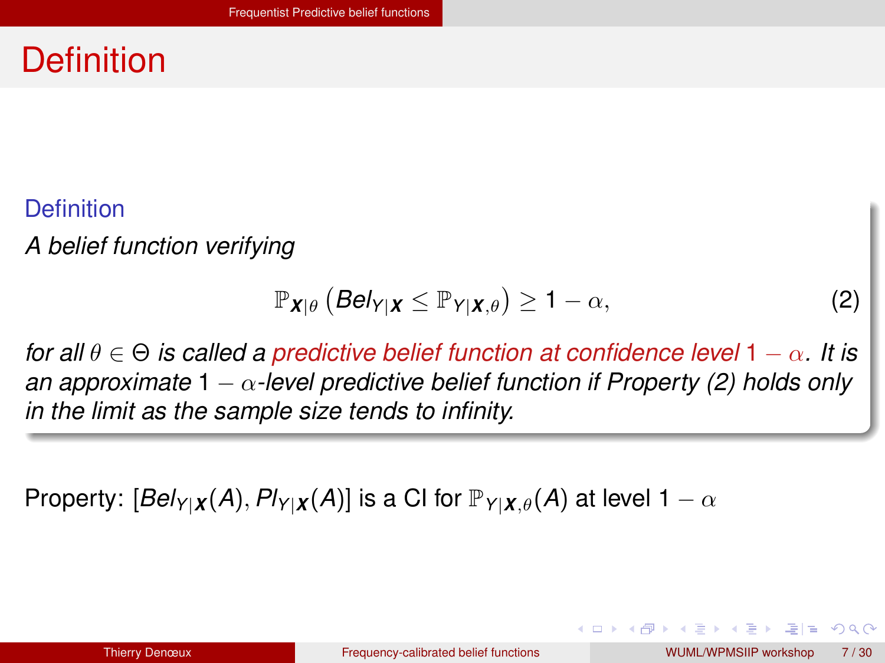# Definition

### Definition

*A belief function verifying*

$$\mathbb{P}_{\boldsymbol{X}|\theta}\left(Bel_{Y|\boldsymbol{X}} \leq \mathbb{P}_{Y|\boldsymbol{X},\theta}\right) \geq 1-\alpha, \tag{2}$$

*for all $\theta \in \Theta$ is called a predictive belief function at confidence level $1-\alpha$. It is an approximate $1-\alpha$-level predictive belief function if Property (2) holds only in the limit as the sample size tends to infinity.*

Property: $[Bel_{Y|\boldsymbol{X}}(A), Pl_{Y|\boldsymbol{X}}(A)]$ is a CI for $\mathbb{P}_{Y|\boldsymbol{X},\theta}(A)$ at level $1-\alpha$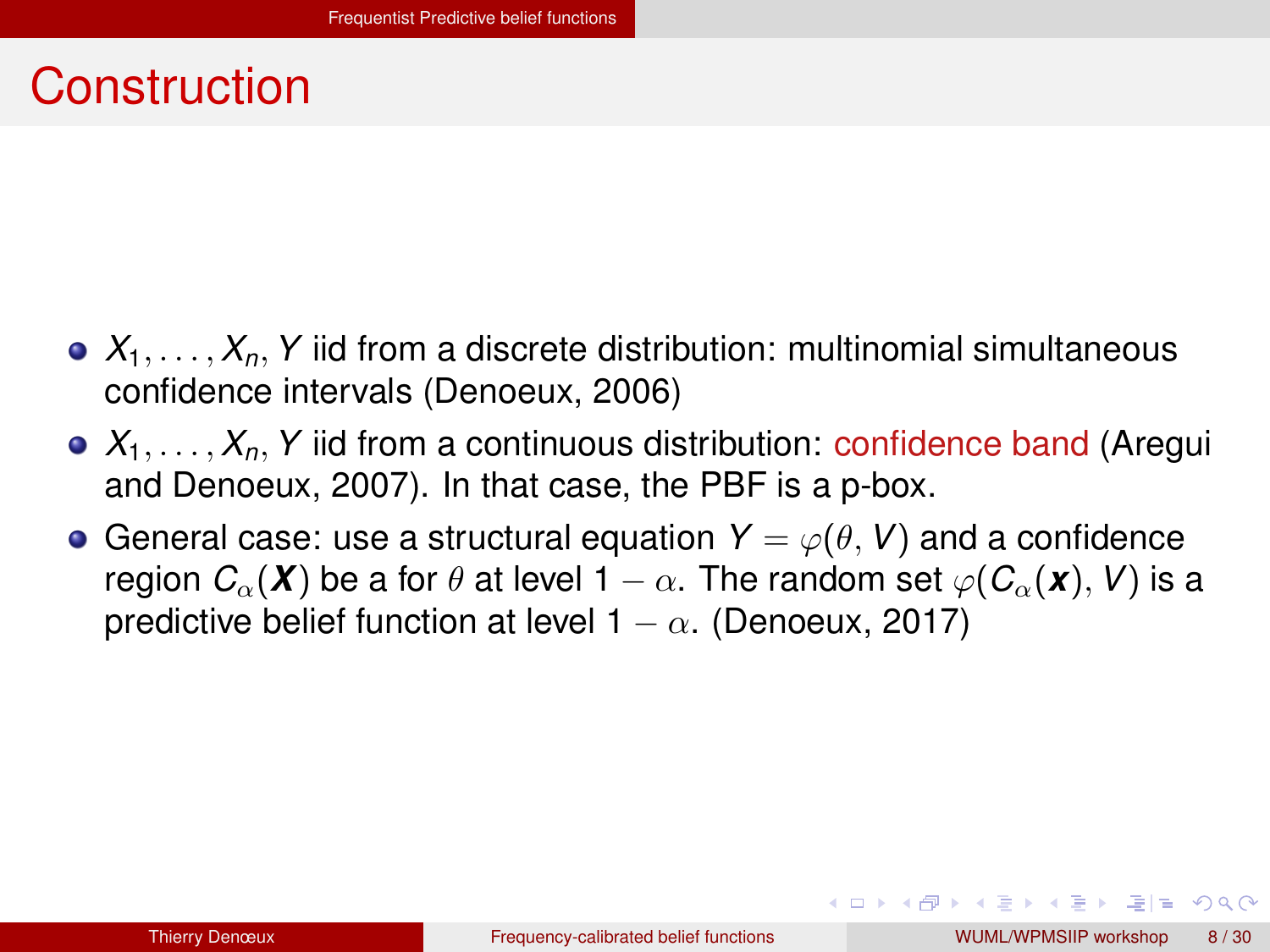# Construction

- $X_1, \ldots, X_n, Y$ iid from a discrete distribution: multinomial simultaneous confidence intervals (Denoeux, 2006)
- $X_1, \ldots, X_n, Y$ iid from a continuous distribution: confidence band (Aregui and Denoeux, 2007). In that case, the PBF is a p-box.
- General case: use a structural equation $Y = \varphi(\theta, V)$ and a confidence region $C_\alpha(\boldsymbol{X})$ be a for $\theta$ at level $1 - \alpha$. The random set $\varphi(C_\alpha(\boldsymbol{x}), V)$ is a predictive belief function at level $1 - \alpha$. (Denoeux, 2017)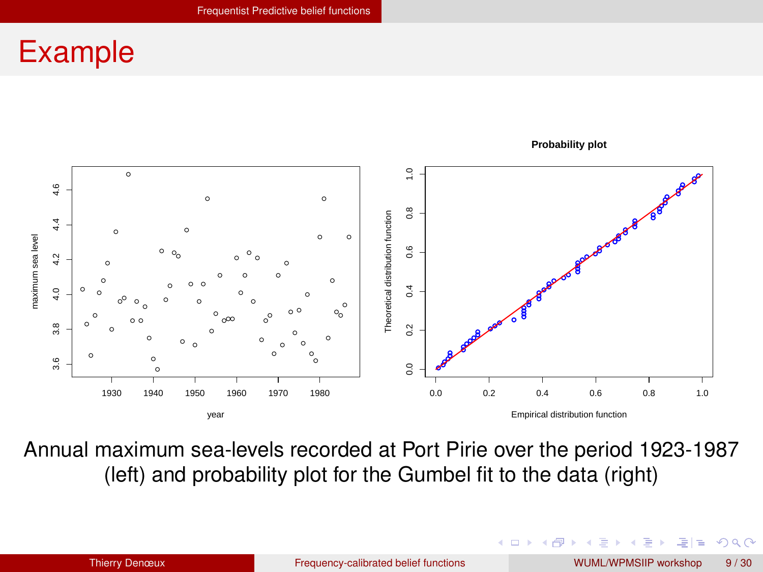# Example

Annual maximum sea-levels recorded at Port Pirie over the period 1923-1987 (left) and probability plot for the Gumbel fit to the data (right)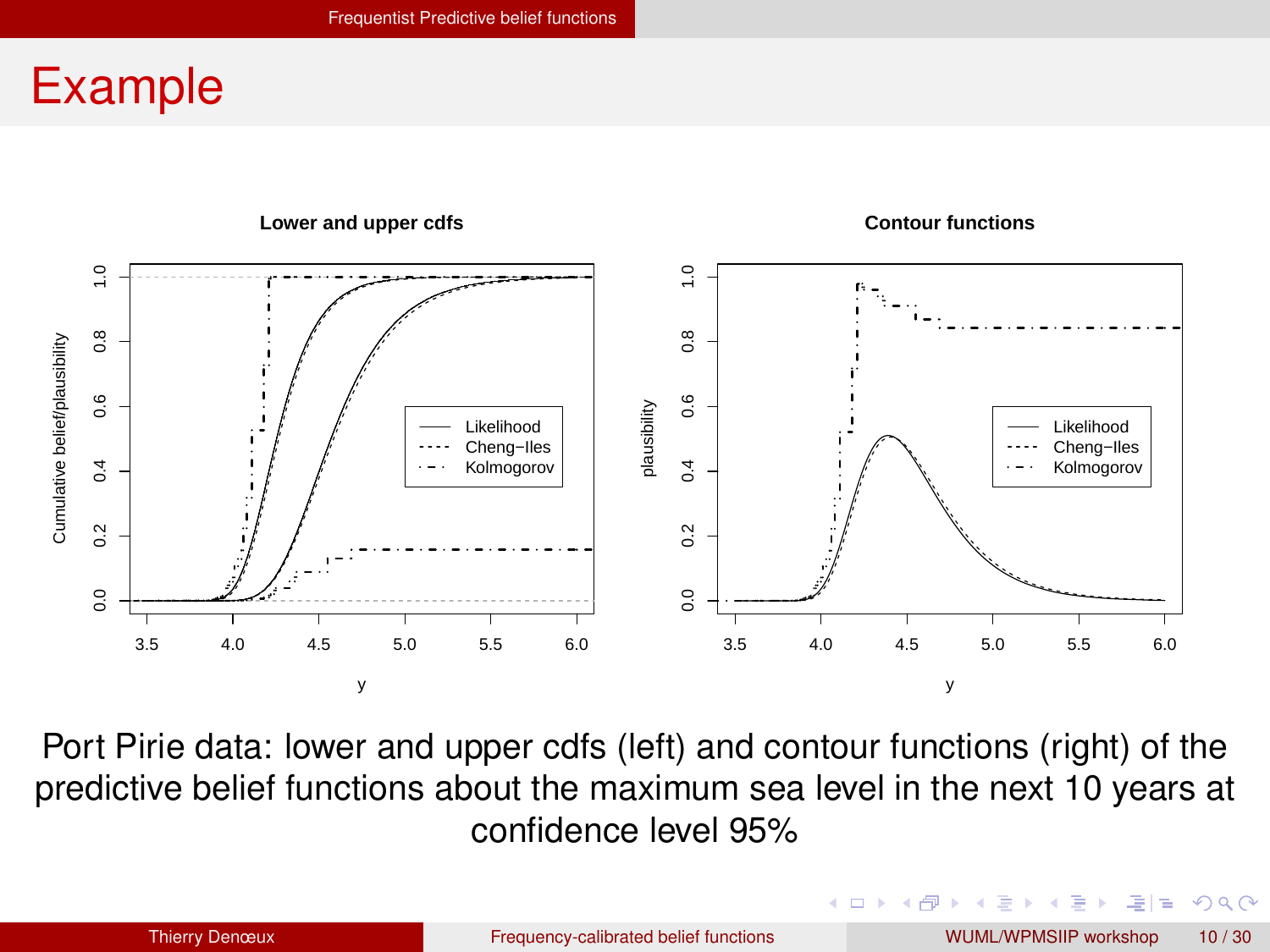# Example

Port Pirie data: lower and upper cdfs (left) and contour functions (right) of the predictive belief functions about the maximum sea level in the next 10 years at confidence level 95%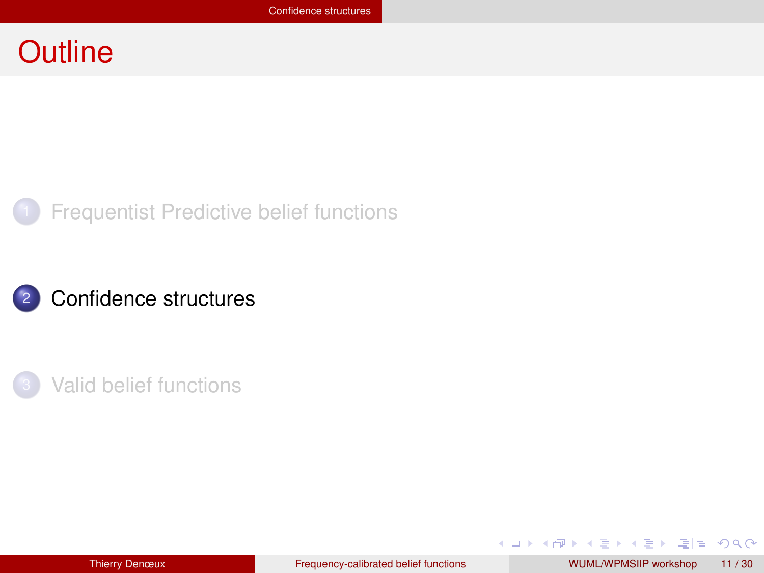# Outline

1. Frequentist Predictive belief functions
2. Confidence structures
3. Valid belief functions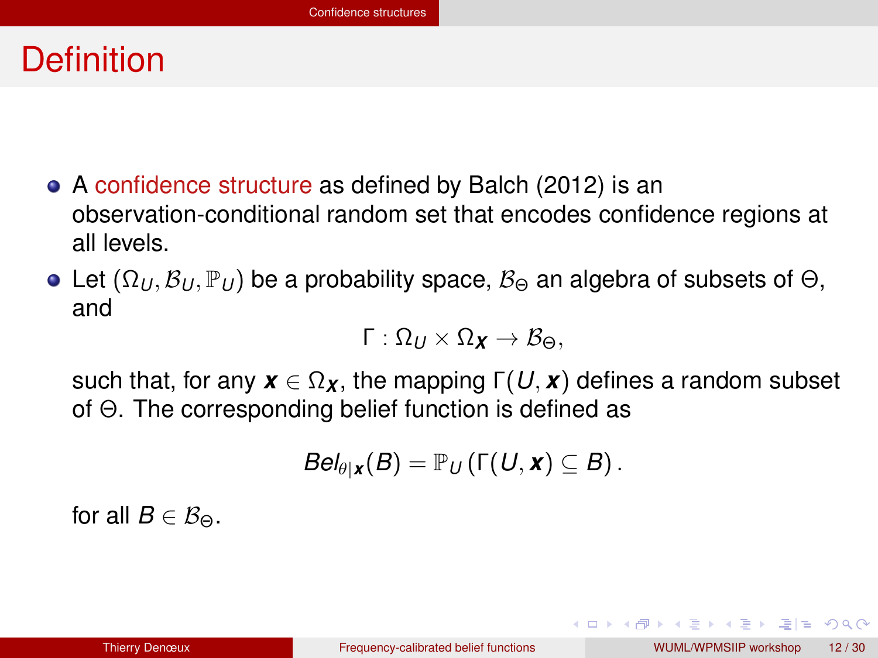# Definition

- A confidence structure as defined by Balch (2012) is an observation-conditional random set that encodes confidence regions at all levels.
- Let $(\Omega_U, \mathcal{B}_U, \mathbb{P}_U)$ be a probability space, $\mathcal{B}_\Theta$ an algebra of subsets of $\Theta$, and

$$\Gamma : \Omega_U \times \Omega_{\boldsymbol{X}} \to \mathcal{B}_\Theta,$$

  such that, for any $\boldsymbol{x} \in \Omega_{\boldsymbol{X}}$, the mapping $\Gamma(U, \boldsymbol{x})$ defines a random subset of $\Theta$. The corresponding belief function is defined as

$$Bel_{\theta|\boldsymbol{x}}(B) = \mathbb{P}_U \left(\Gamma(U, \boldsymbol{x}) \subseteq B\right).$$

  for all $B \in \mathcal{B}_\Theta$.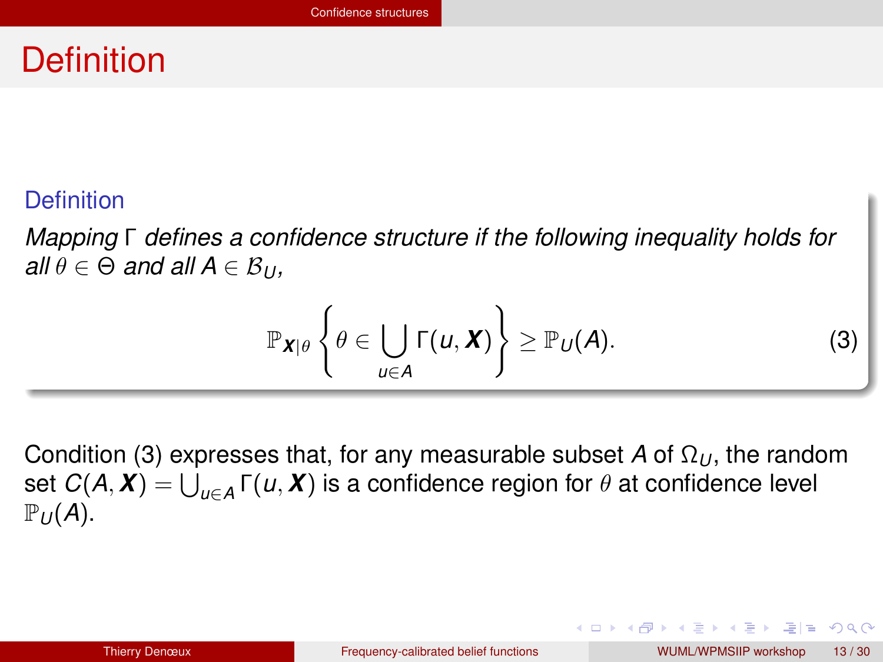# Definition

## Definition

*Mapping $\Gamma$ defines a confidence structure if the following inequality holds for all $\theta \in \Theta$ and all $A \in \mathcal{B}_U$,*

$$\mathbb{P}_{\boldsymbol{X}|\theta} \left\{ \theta \in \bigcup_{u \in A} \Gamma(u, \boldsymbol{X}) \right\} \geq \mathbb{P}_U(A). \tag{3}$$

Condition (3) expresses that, for any measurable subset $A$ of $\Omega_U$, the random set $C(A, \boldsymbol{X}) = \bigcup_{u \in A} \Gamma(u, \boldsymbol{X})$ is a confidence region for $\theta$ at confidence level $\mathbb{P}_U(A)$.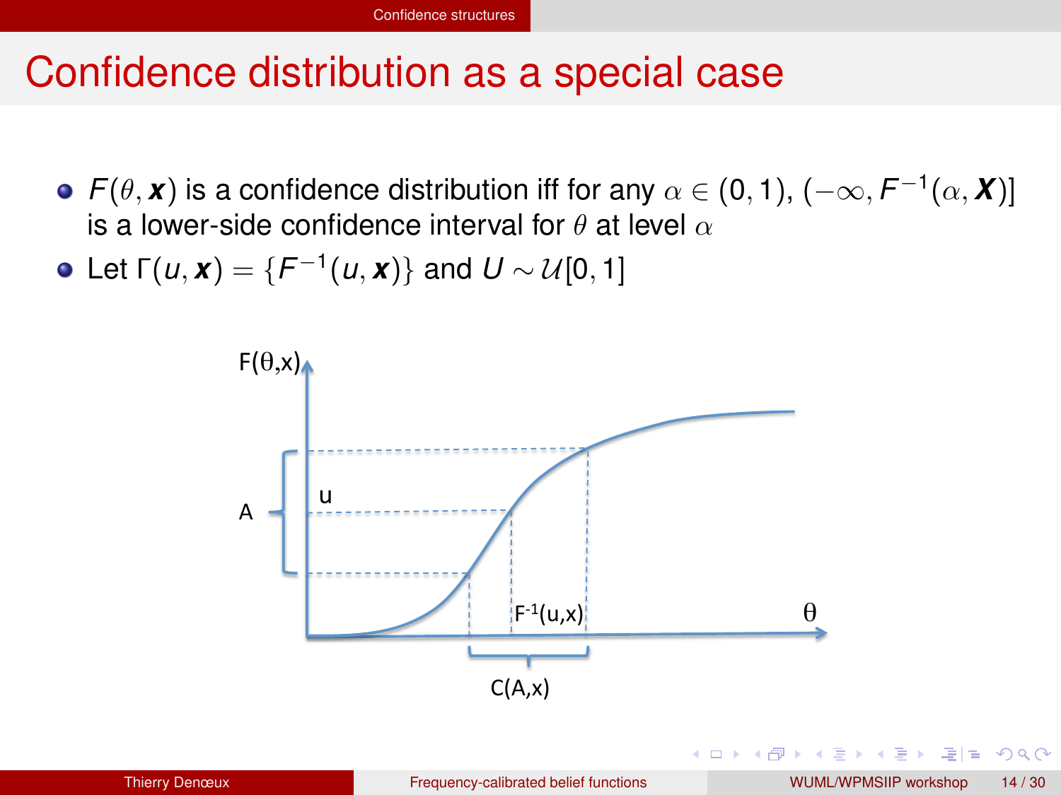# Confidence distribution as a special case

- $F(\theta, \boldsymbol{x})$ is a confidence distribution iff for any $\alpha \in (0, 1)$, $(-\infty, F^{-1}(\alpha, \boldsymbol{X})]$ is a lower-side confidence interval for $\theta$ at level $\alpha$
- Let $\Gamma(u, \boldsymbol{x}) = \{F^{-1}(u, \boldsymbol{x})\}$ and $U \sim \mathcal{U}[0, 1]$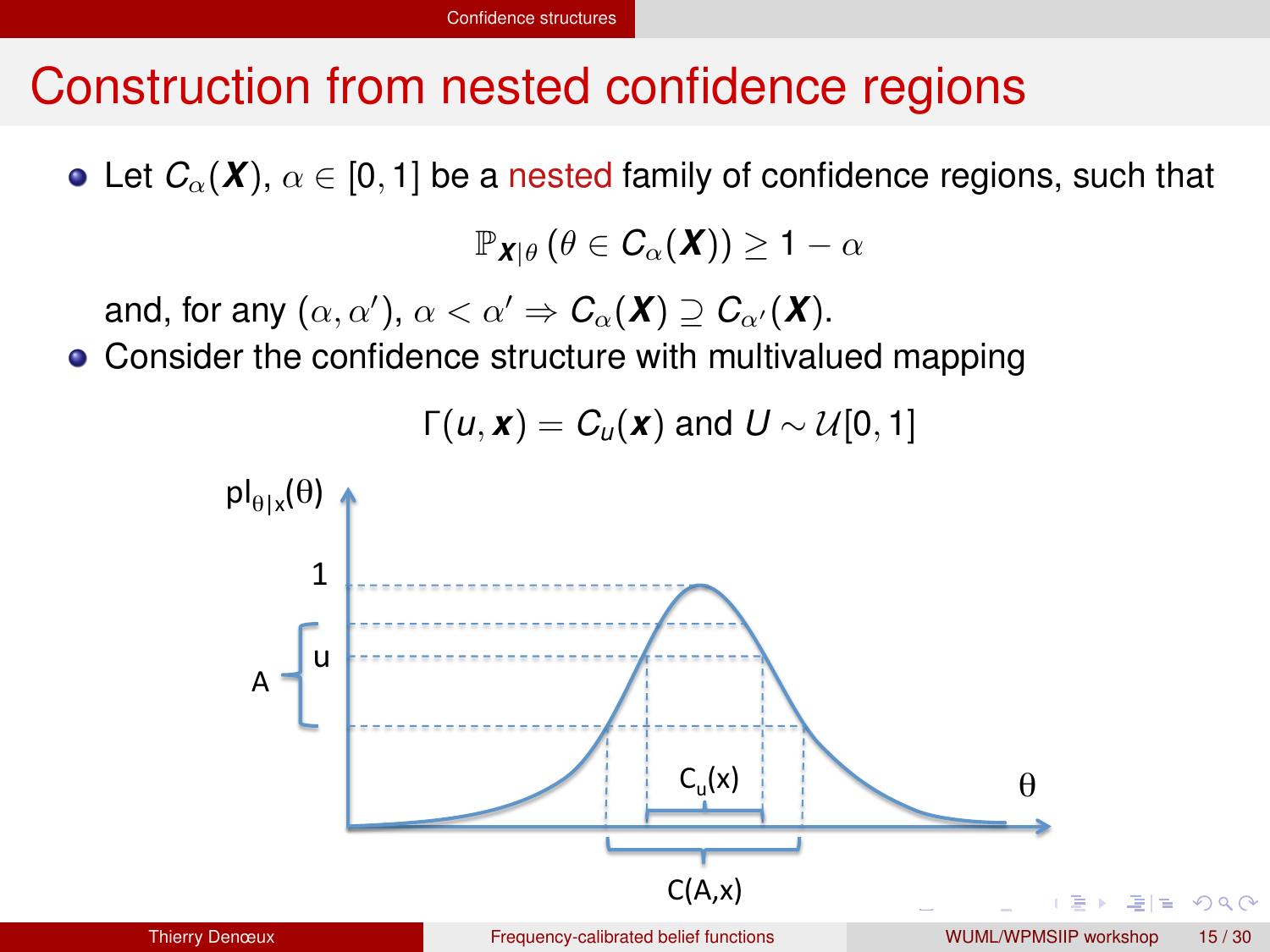# Construction from nested confidence regions

- Let $C_\alpha(\boldsymbol{X})$, $\alpha \in [0,1]$ be a nested family of confidence regions, such that

$$\mathbb{P}_{\boldsymbol{X}|\theta}\left(\theta \in C_\alpha(\boldsymbol{X})\right) \geq 1 - \alpha$$

  and, for any $(\alpha, \alpha')$, $\alpha < \alpha' \Rightarrow C_\alpha(\boldsymbol{X}) \supseteq C_{\alpha'}(\boldsymbol{X})$.

- Consider the confidence structure with multivalued mapping

$$\Gamma(u, \boldsymbol{x}) = C_u(\boldsymbol{x}) \text{ and } U \sim \mathcal{U}[0,1]$$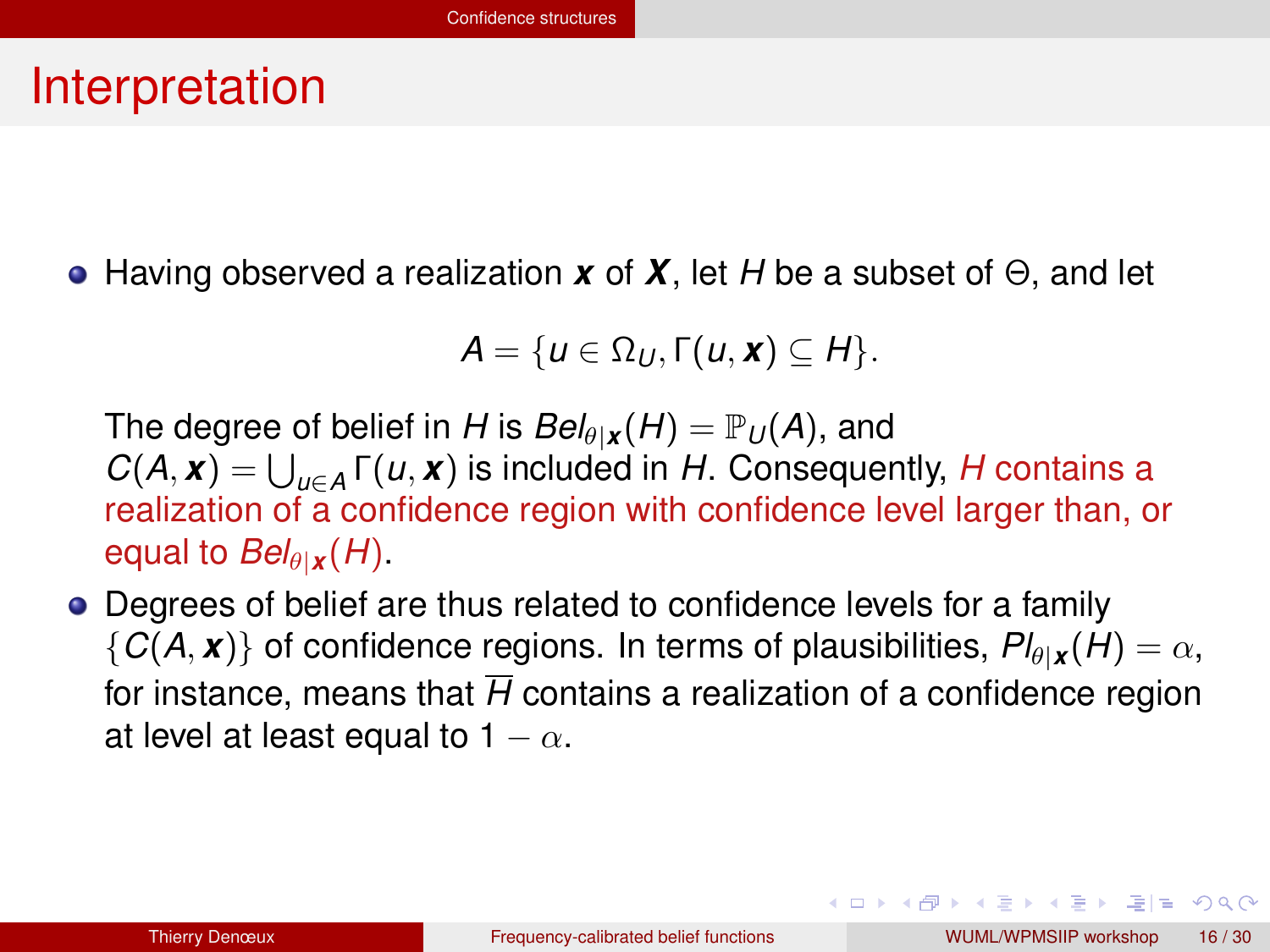# Interpretation

- Having observed a realization $\boldsymbol{x}$ of $\boldsymbol{X}$, let $H$ be a subset of $\Theta$, and let

  $$A = \{u \in \Omega_U, \Gamma(u, \boldsymbol{x}) \subseteq H\}.$$

  The degree of belief in $H$ is $Bel_{\theta|\boldsymbol{x}}(H) = \mathbb{P}_U(A)$, and $C(A, \boldsymbol{x}) = \bigcup_{u \in A} \Gamma(u, \boldsymbol{x})$ is included in $H$. Consequently, $H$ contains a realization of a confidence region with confidence level larger than, or equal to $Bel_{\theta|\boldsymbol{x}}(H)$.

- Degrees of belief are thus related to confidence levels for a family $\{C(A, \boldsymbol{x})\}$ of confidence regions. In terms of plausibilities, $Pl_{\theta|\boldsymbol{x}}(H) = \alpha$, for instance, means that $\overline{H}$ contains a realization of a confidence region at level at least equal to $1 - \alpha$.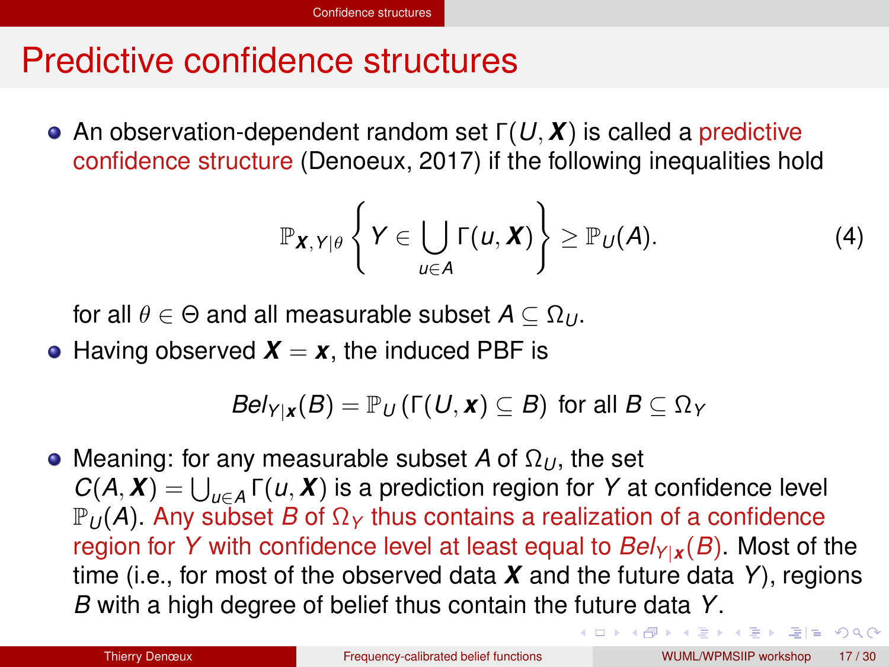# Predictive confidence structures

- An observation-dependent random set $\Gamma(U, \boldsymbol{X})$ is called a predictive confidence structure (Denoeux, 2017) if the following inequalities hold

$$\mathbb{P}_{\boldsymbol{X},Y|\theta}\left\{Y \in \bigcup_{u \in A} \Gamma(u, \boldsymbol{X})\right\} \geq \mathbb{P}_U(A). \tag{4}$$

  for all $\theta \in \Theta$ and all measurable subset $A \subseteq \Omega_U$.

- Having observed $\boldsymbol{X} = \boldsymbol{x}$, the induced PBF is

$$Bel_{Y|\boldsymbol{x}}(B) = \mathbb{P}_U\left(\Gamma(U, \boldsymbol{x}) \subseteq B\right) \text{ for all } B \subseteq \Omega_Y$$

- Meaning: for any measurable subset $A$ of $\Omega_U$, the set $C(A, \boldsymbol{X}) = \bigcup_{u \in A} \Gamma(u, \boldsymbol{X})$ is a prediction region for $Y$ at confidence level $\mathbb{P}_U(A)$. Any subset $B$ of $\Omega_Y$ thus contains a realization of a confidence region for $Y$ with confidence level at least equal to $Bel_{Y|\boldsymbol{x}}(B)$. Most of the time (i.e., for most of the observed data $\boldsymbol{X}$ and the future data $Y$), regions $B$ with a high degree of belief thus contain the future data $Y$.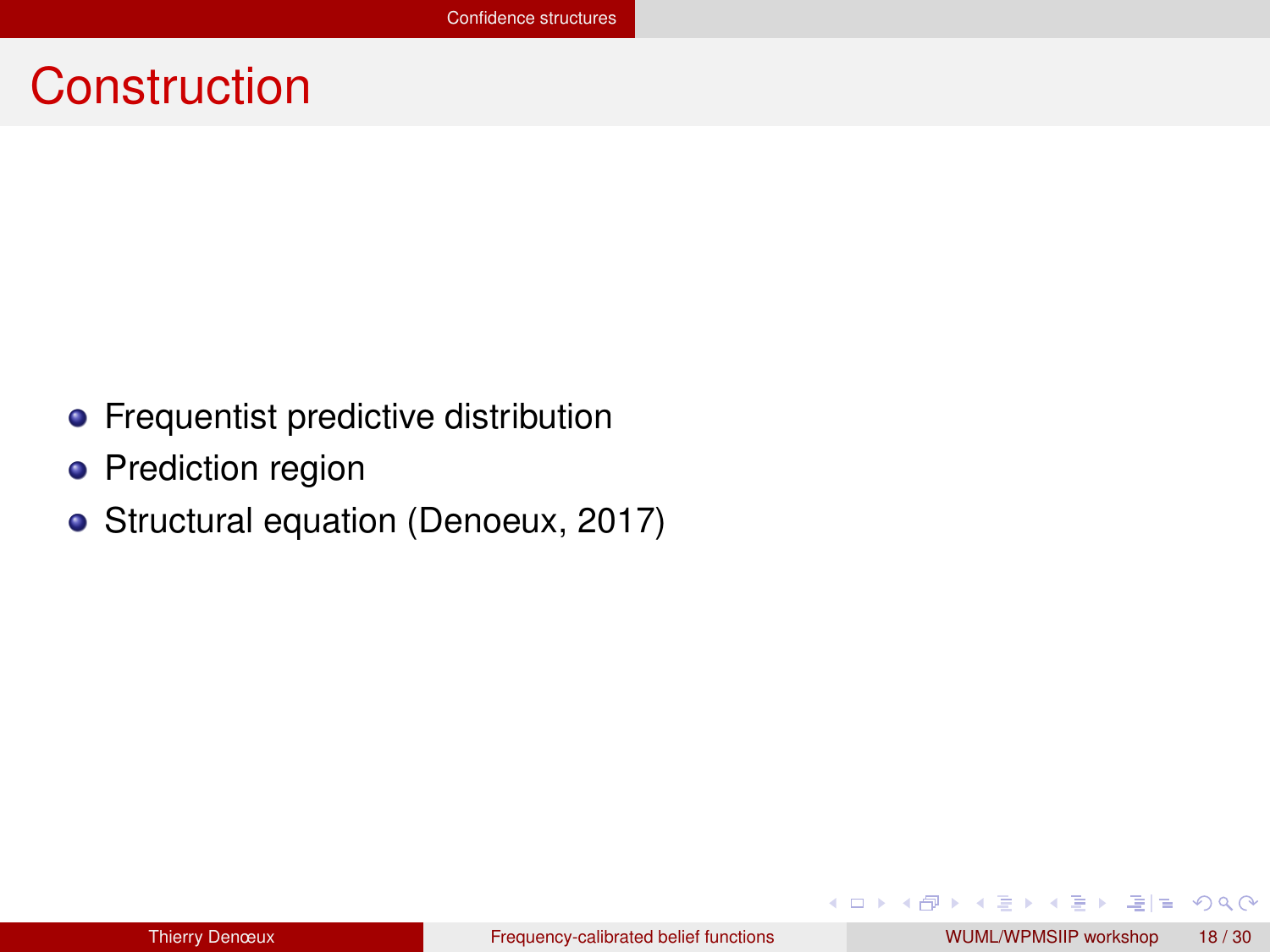# Construction

- Frequentist predictive distribution
- Prediction region
- Structural equation (Denoeux, 2017)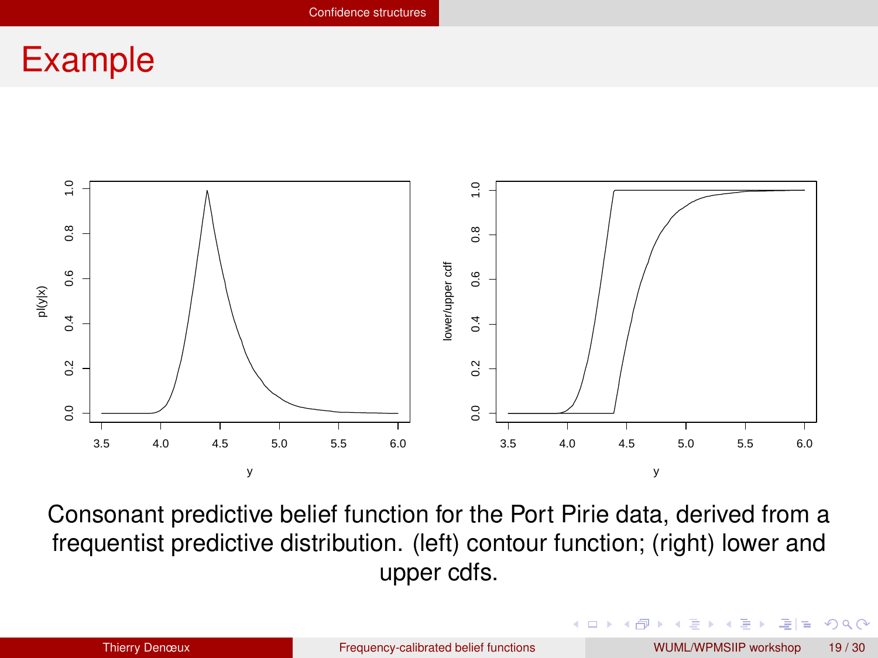# Example

Consonant predictive belief function for the Port Pirie data, derived from a frequentist predictive distribution. (left) contour function; (right) lower and upper cdfs.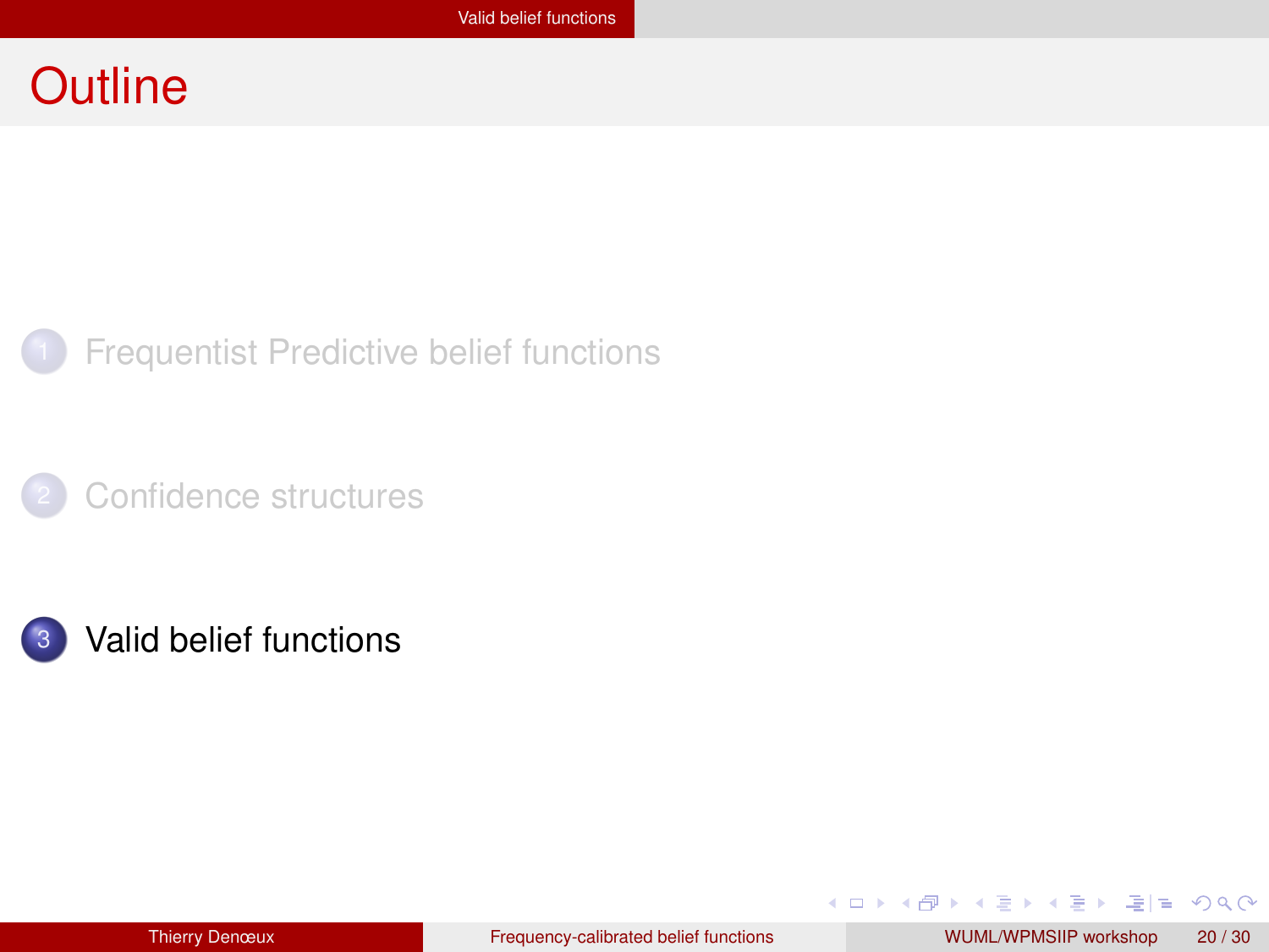# Outline

1. Frequentist Predictive belief functions
2. Confidence structures
3. Valid belief functions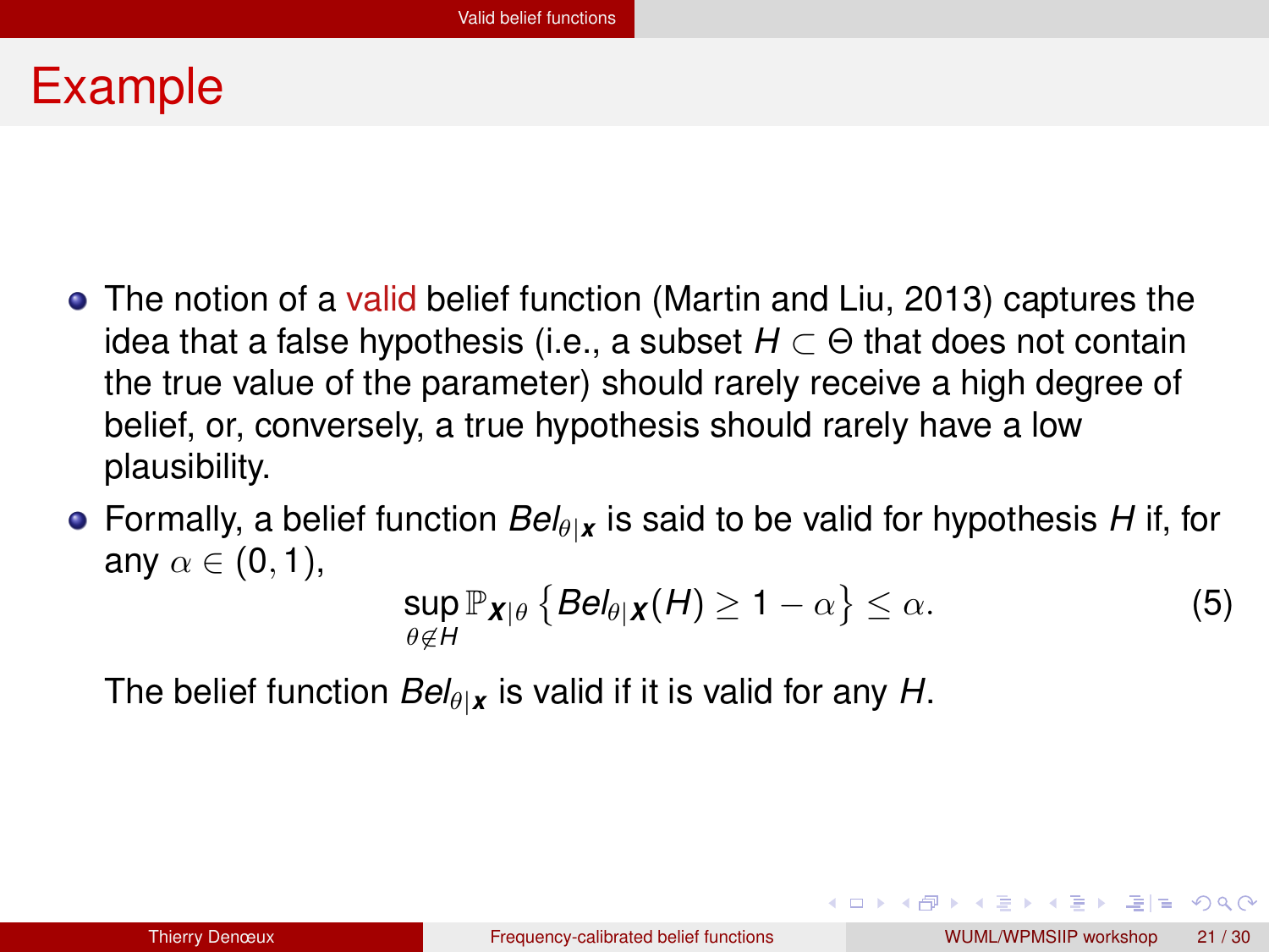# Example

- The notion of a valid belief function (Martin and Liu, 2013) captures the idea that a false hypothesis (i.e., a subset $H \subset \Theta$ that does not contain the true value of the parameter) should rarely receive a high degree of belief, or, conversely, a true hypothesis should rarely have a low plausibility.
- Formally, a belief function $Bel_{\theta|\boldsymbol{x}}$ is said to be valid for hypothesis $H$ if, for any $\alpha \in (0,1)$,

$$\sup_{\theta \notin H} \mathbb{P}_{\boldsymbol{X}|\theta} \left\{ Bel_{\theta|\boldsymbol{X}}(H) \geq 1 - \alpha \right\} \leq \alpha. \tag{5}$$

  The belief function $Bel_{\theta|\boldsymbol{x}}$ is valid if it is valid for any $H$.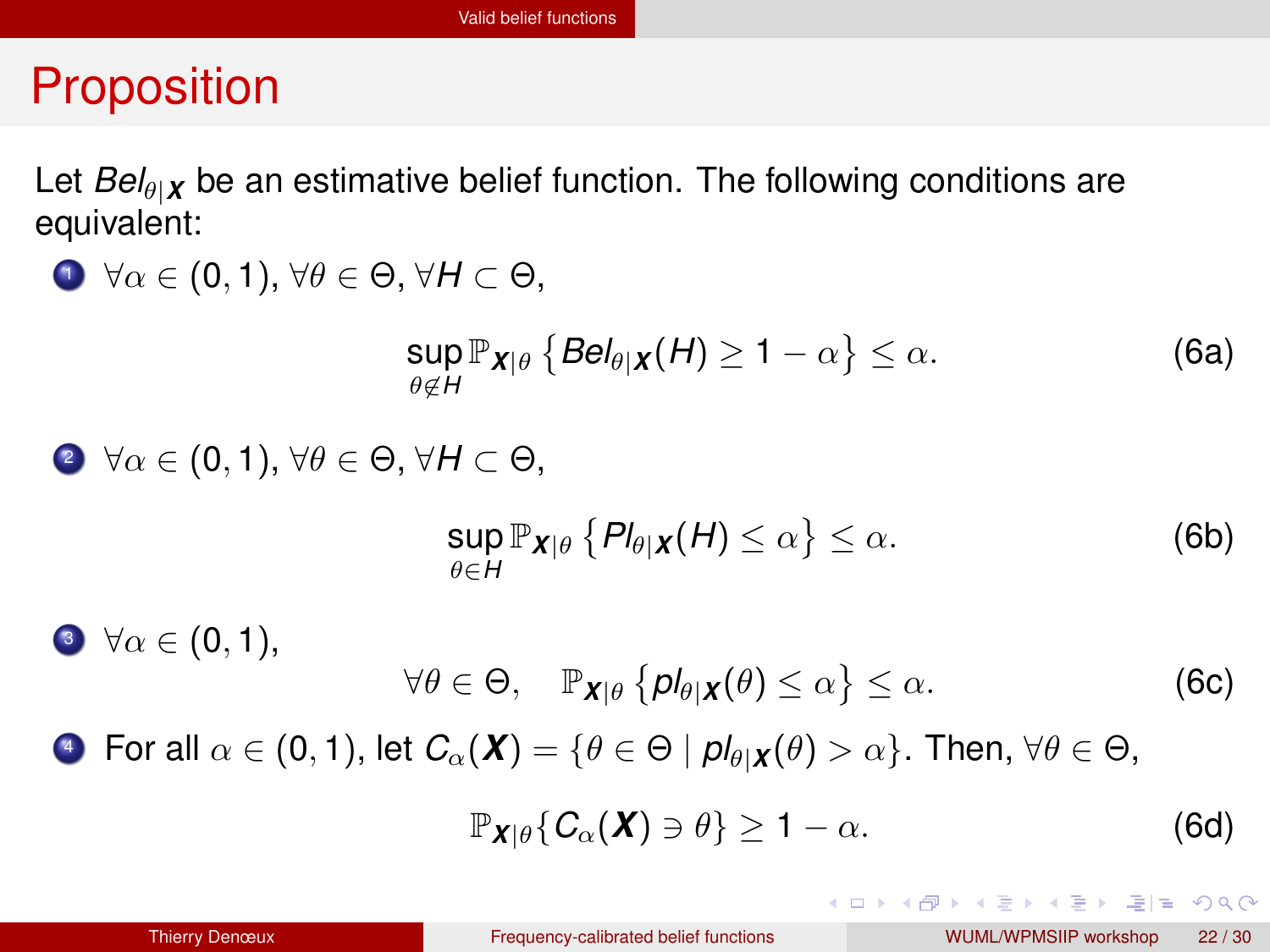# Proposition

Let $Bel_{\theta|\boldsymbol{X}}$ be an estimative belief function. The following conditions are equivalent:

1. $\forall \alpha \in (0,1), \forall \theta \in \Theta, \forall H \subset \Theta,$

$$\sup_{\theta \notin H} \mathbb{P}_{\boldsymbol{X}|\theta} \left\{ Bel_{\theta|\boldsymbol{X}}(H) \geq 1 - \alpha \right\} \leq \alpha. \tag{6a}$$

2. $\forall \alpha \in (0,1), \forall \theta \in \Theta, \forall H \subset \Theta,$

$$\sup_{\theta \in H} \mathbb{P}_{\boldsymbol{X}|\theta} \left\{ Pl_{\theta|\boldsymbol{X}}(H) \leq \alpha \right\} \leq \alpha. \tag{6b}$$

3. $\forall \alpha \in (0,1),$

$$\forall \theta \in \Theta, \quad \mathbb{P}_{\boldsymbol{X}|\theta} \left\{ pl_{\theta|\boldsymbol{X}}(\theta) \leq \alpha \right\} \leq \alpha. \tag{6c}$$

4. For all $\alpha \in (0,1)$, let $C_\alpha(\boldsymbol{X}) = \{\theta \in \Theta \mid pl_{\theta|\boldsymbol{X}}(\theta) > \alpha\}$. Then, $\forall \theta \in \Theta,$

$$\mathbb{P}_{\boldsymbol{X}|\theta}\{C_\alpha(\boldsymbol{X}) \ni \theta\} \geq 1 - \alpha. \tag{6d}$$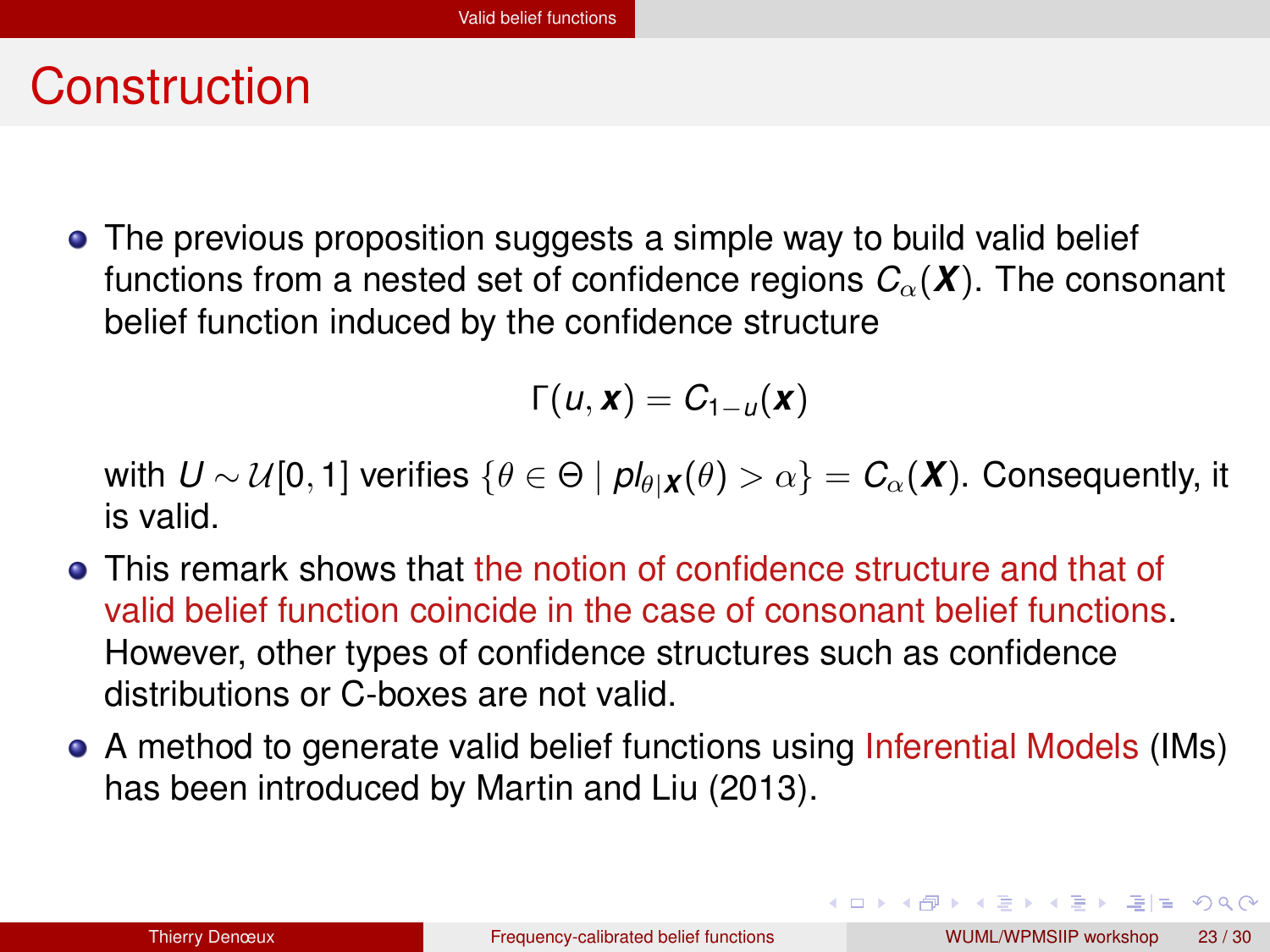# Construction

- The previous proposition suggests a simple way to build valid belief functions from a nested set of confidence regions $C_\alpha(\boldsymbol{X})$. The consonant belief function induced by the confidence structure

$$\Gamma(u, \boldsymbol{x}) = C_{1-u}(\boldsymbol{x})$$

  with $U \sim \mathcal{U}[0, 1]$ verifies $\{\theta \in \Theta \mid pl_{\theta|\boldsymbol{X}}(\theta) > \alpha\} = C_\alpha(\boldsymbol{X})$. Consequently, it is valid.

- This remark shows that the notion of confidence structure and that of valid belief function coincide in the case of consonant belief functions. However, other types of confidence structures such as confidence distributions or C-boxes are not valid.

- A method to generate valid belief functions using Inferential Models (IMs) has been introduced by Martin and Liu (2013).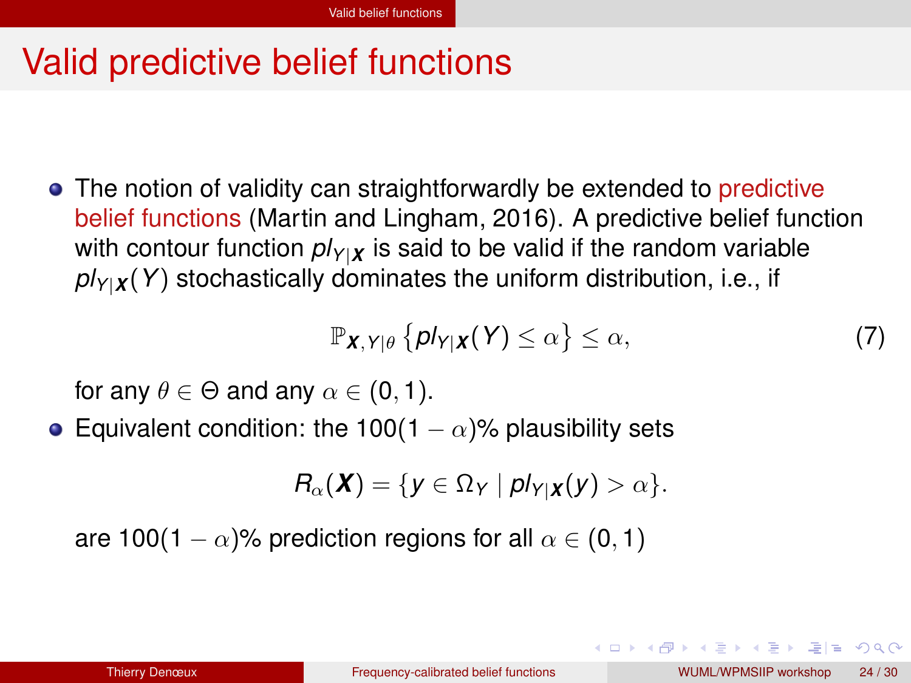# Valid predictive belief functions

- The notion of validity can straightforwardly be extended to predictive belief functions (Martin and Lingham, 2016). A predictive belief function with contour function $pl_{Y|\boldsymbol{X}}$ is said to be valid if the random variable $pl_{Y|\boldsymbol{X}}(Y)$ stochastically dominates the uniform distribution, i.e., if

$$\mathbb{P}_{\boldsymbol{X},Y|\theta}\left\{pl_{Y|\boldsymbol{X}}(Y) \leq \alpha\right\} \leq \alpha, \tag{7}$$

  for any $\theta \in \Theta$ and any $\alpha \in (0,1)$.

- Equivalent condition: the $100(1-\alpha)\%$ plausibility sets

$$R_\alpha(\boldsymbol{X}) = \{y \in \Omega_Y \mid pl_{Y|\boldsymbol{X}}(y) > \alpha\}.$$

  are $100(1-\alpha)\%$ prediction regions for all $\alpha \in (0,1)$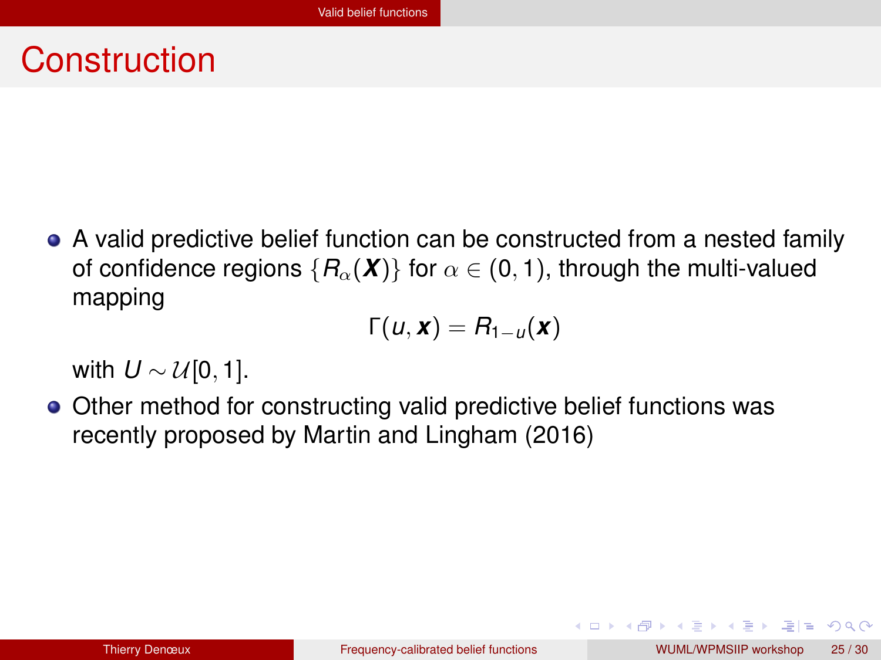# Construction

- A valid predictive belief function can be constructed from a nested family of confidence regions $\{R_\alpha(\boldsymbol{X})\}$ for $\alpha \in (0,1)$, through the multi-valued mapping

$$\Gamma(u, \boldsymbol{x}) = R_{1-u}(\boldsymbol{x})$$

  with $U \sim \mathcal{U}[0,1]$.
- Other method for constructing valid predictive belief functions was recently proposed by Martin and Lingham (2016)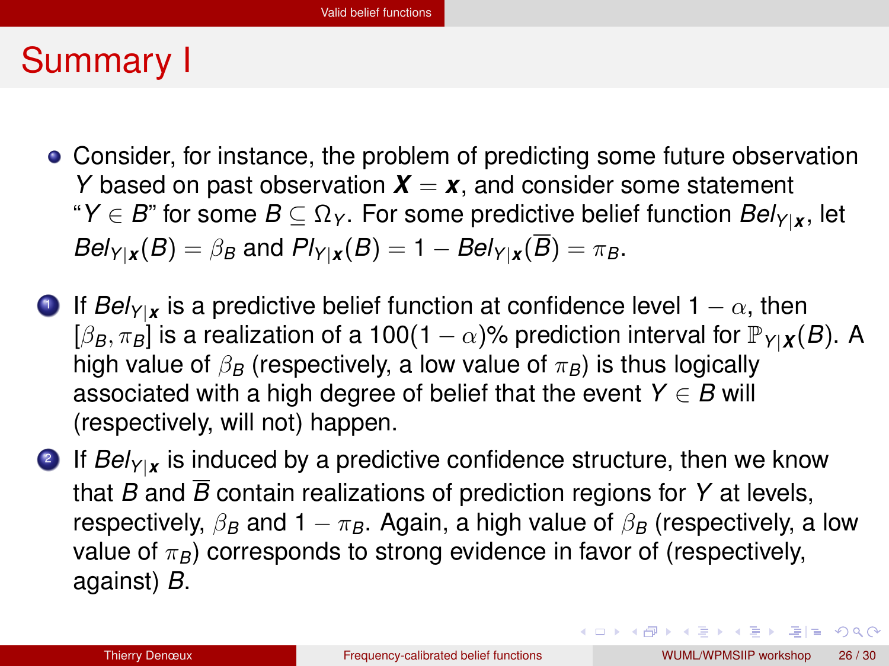# Summary I

- Consider, for instance, the problem of predicting some future observation $Y$ based on past observation $\boldsymbol{X} = \boldsymbol{x}$, and consider some statement "$Y \in B$" for some $B \subseteq \Omega_Y$. For some predictive belief function $Bel_{Y|\boldsymbol{x}}$, let $Bel_{Y|\boldsymbol{x}}(B) = \beta_B$ and $Pl_{Y|\boldsymbol{x}}(B) = 1 - Bel_{Y|\boldsymbol{x}}(\overline{B}) = \pi_B$.

1. If $Bel_{Y|\boldsymbol{x}}$ is a predictive belief function at confidence level $1-\alpha$, then $[\beta_B, \pi_B]$ is a realization of a $100(1-\alpha)\%$ prediction interval for $\mathbb{P}_{Y|\boldsymbol{X}}(B)$. A high value of $\beta_B$ (respectively, a low value of $\pi_B$) is thus logically associated with a high degree of belief that the event $Y \in B$ will (respectively, will not) happen.
2. If $Bel_{Y|\boldsymbol{x}}$ is induced by a predictive confidence structure, then we know that $B$ and $\overline{B}$ contain realizations of prediction regions for $Y$ at levels, respectively, $\beta_B$ and $1 - \pi_B$. Again, a high value of $\beta_B$ (respectively, a low value of $\pi_B$) corresponds to strong evidence in favor of (respectively, against) $B$.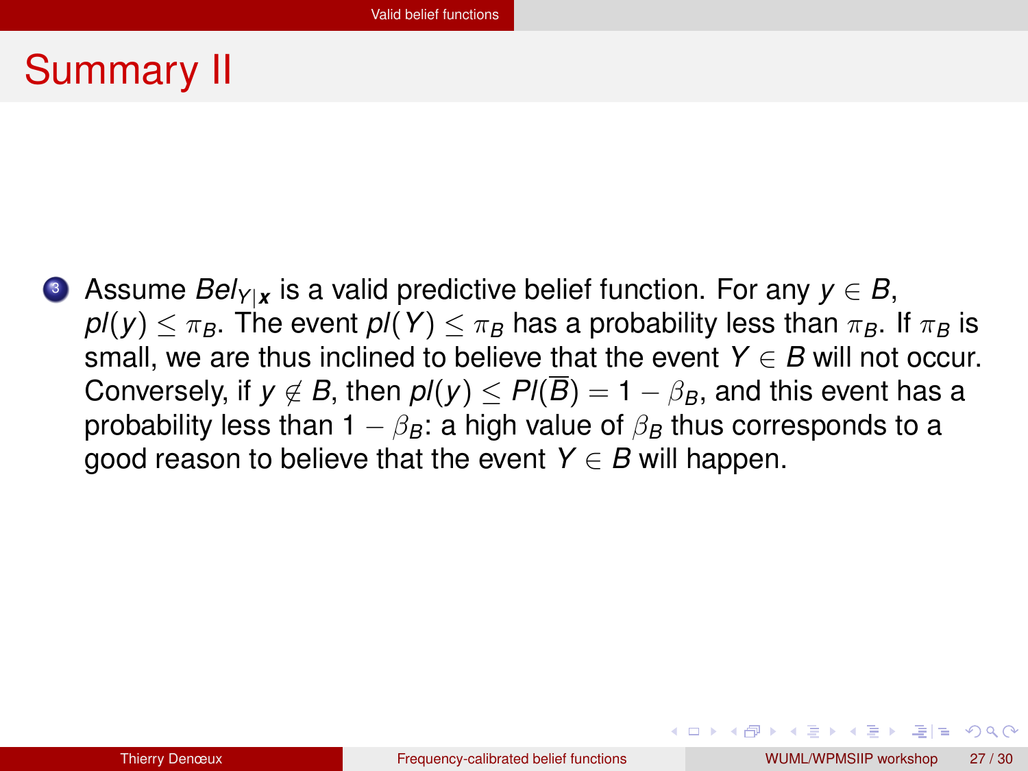# Summary II

3. Assume $Bel_{Y|\boldsymbol{x}}$ is a valid predictive belief function. For any $y \in B$, $pl(y) \leq \pi_B$. The event $pl(Y) \leq \pi_B$ has a probability less than $\pi_B$. If $\pi_B$ is small, we are thus inclined to believe that the event $Y \in B$ will not occur. Conversely, if $y \notin B$, then $pl(y) \leq Pl(\overline{B}) = 1 - \beta_B$, and this event has a probability less than $1 - \beta_B$: a high value of $\beta_B$ thus corresponds to a good reason to believe that the event $Y \in B$ will happen.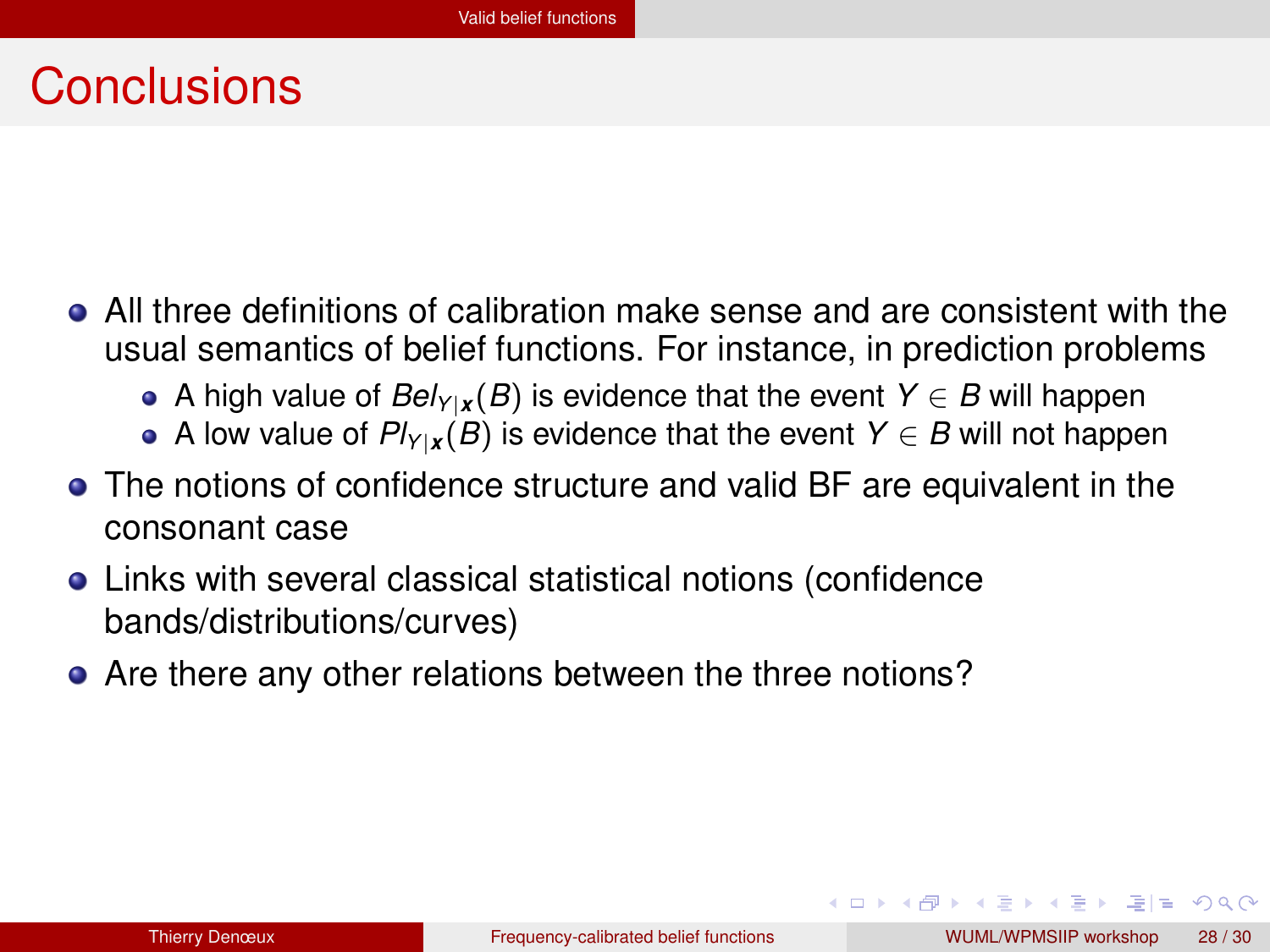# Conclusions

- All three definitions of calibration make sense and are consistent with the usual semantics of belief functions. For instance, in prediction problems
  - A high value of $Bel_{Y|\boldsymbol{x}}(B)$ is evidence that the event $Y \in B$ will happen
  - A low value of $Pl_{Y|\boldsymbol{x}}(B)$ is evidence that the event $Y \in B$ will not happen
- The notions of confidence structure and valid BF are equivalent in the consonant case
- Links with several classical statistical notions (confidence bands/distributions/curves)
- Are there any other relations between the three notions?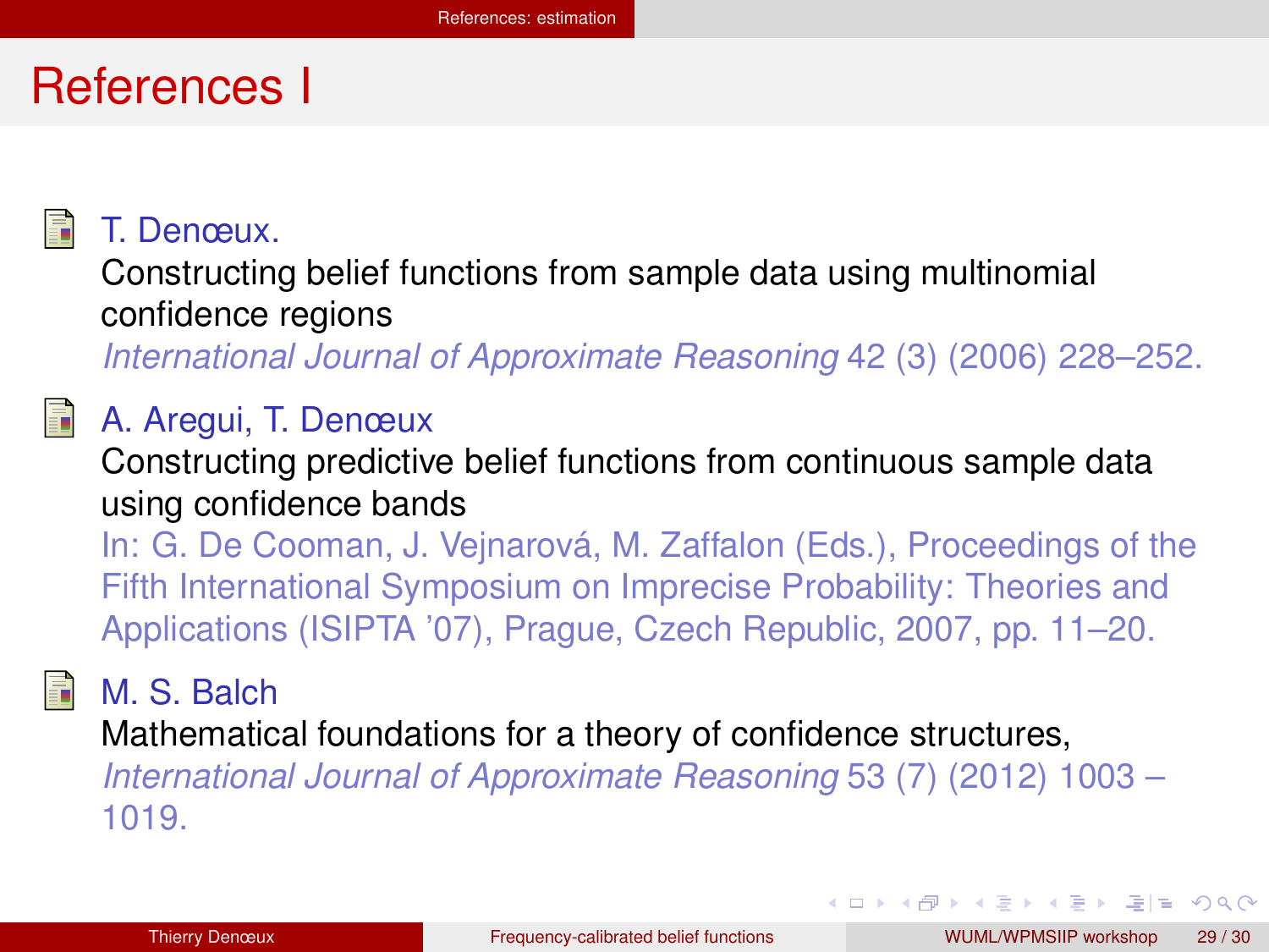# References I

T. Denœux.
Constructing belief functions from sample data using multinomial confidence regions
*International Journal of Approximate Reasoning* 42 (3) (2006) 228–252.

A. Aregui, T. Denœux
Constructing predictive belief functions from continuous sample data using confidence bands
In: G. De Cooman, J. Vejnarová, M. Zaffalon (Eds.), Proceedings of the Fifth International Symposium on Imprecise Probability: Theories and Applications (ISIPTA '07), Prague, Czech Republic, 2007, pp. 11–20.

M. S. Balch
Mathematical foundations for a theory of confidence structures,
*International Journal of Approximate Reasoning* 53 (7) (2012) 1003 – 1019.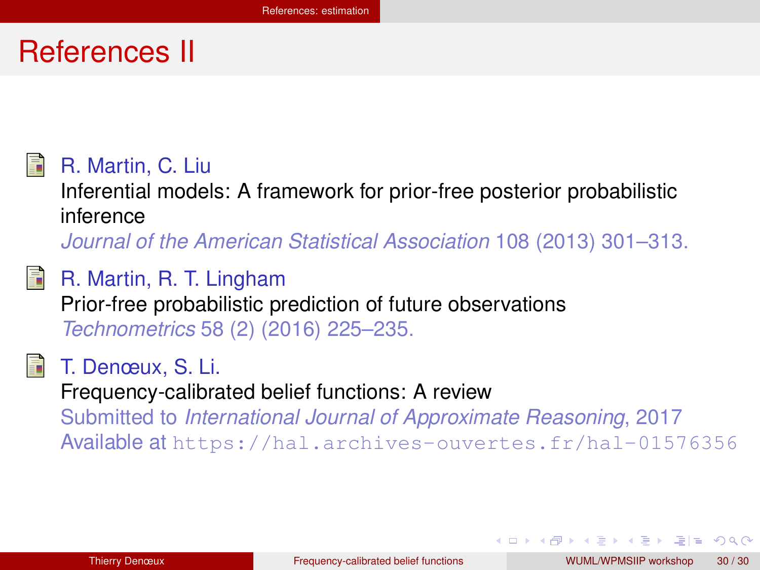# References II

- R. Martin, C. Liu
  Inferential models: A framework for prior-free posterior probabilistic inference
  *Journal of the American Statistical Association* 108 (2013) 301–313.

- R. Martin, R. T. Lingham
  Prior-free probabilistic prediction of future observations
  *Technometrics* 58 (2) (2016) 225–235.

- T. Denœux, S. Li.
  Frequency-calibrated belief functions: A review
  Submitted to *International Journal of Approximate Reasoning*, 2017
  Available at `https://hal.archives-ouvertes.fr/hal-01576356`